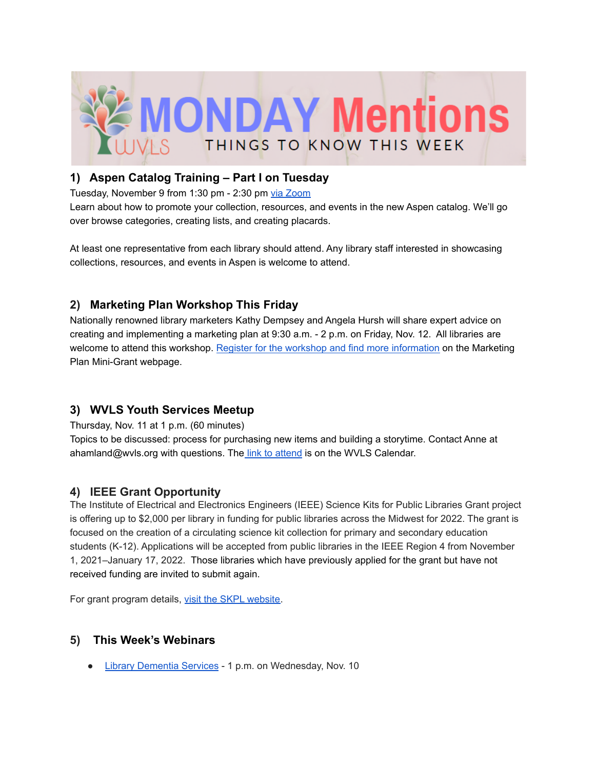# MONDAY Mentions

WVLS — THINGS TO KNOW THIS WEEK

## 1) Aspen Catalog Training – Part I on Tuesday

Tuesday, November 9 from 1:30 pm - 2:30 pm via Zoom

Learn about how to promote your collection, resources, and events in the new Aspen catalog. We'll go over browse categories, creating lists, and creating placards.

At least one representative from each library should attend. Any library staff interested in showcasing collections, resources, and events in Aspen is welcome to attend.

## 2) Marketing Plan Workshop This Friday

Nationally renowned library marketers Kathy Dempsey and Angela Hursh will share expert advice on creating and implementing a marketing plan at 9:30 a.m. - 2 p.m. on Friday, Nov. 12. All libraries are welcome to attend this workshop. Register for the workshop and find more information on the Marketing Plan Mini-Grant webpage.

## 3) WVLS Youth Services Meetup

Thursday, Nov. 11 at 1 p.m. (60 minutes)

Topics to be discussed: process for purchasing new items and building a storytime. Contact Anne at ahamland@wvls.org with questions. The link to attend is on the WVLS Calendar.

## 4) IEEE Grant Opportunity

The Institute of Electrical and Electronics Engineers (IEEE) Science Kits for Public Libraries Grant project is offering up to $2,000 per library in funding for public libraries across the Midwest for 2022. The grant is focused on the creation of a circulating science kit collection for primary and secondary education students (K-12). Applications will be accepted from public libraries in the IEEE Region 4 from November 1, 2021–January 17, 2022. Those libraries which have previously applied for the grant but have not received funding are invited to submit again.

For grant program details, visit the SKPL website.

## 5) This Week's Webinars

- Library Dementia Services - 1 p.m. on Wednesday, Nov. 10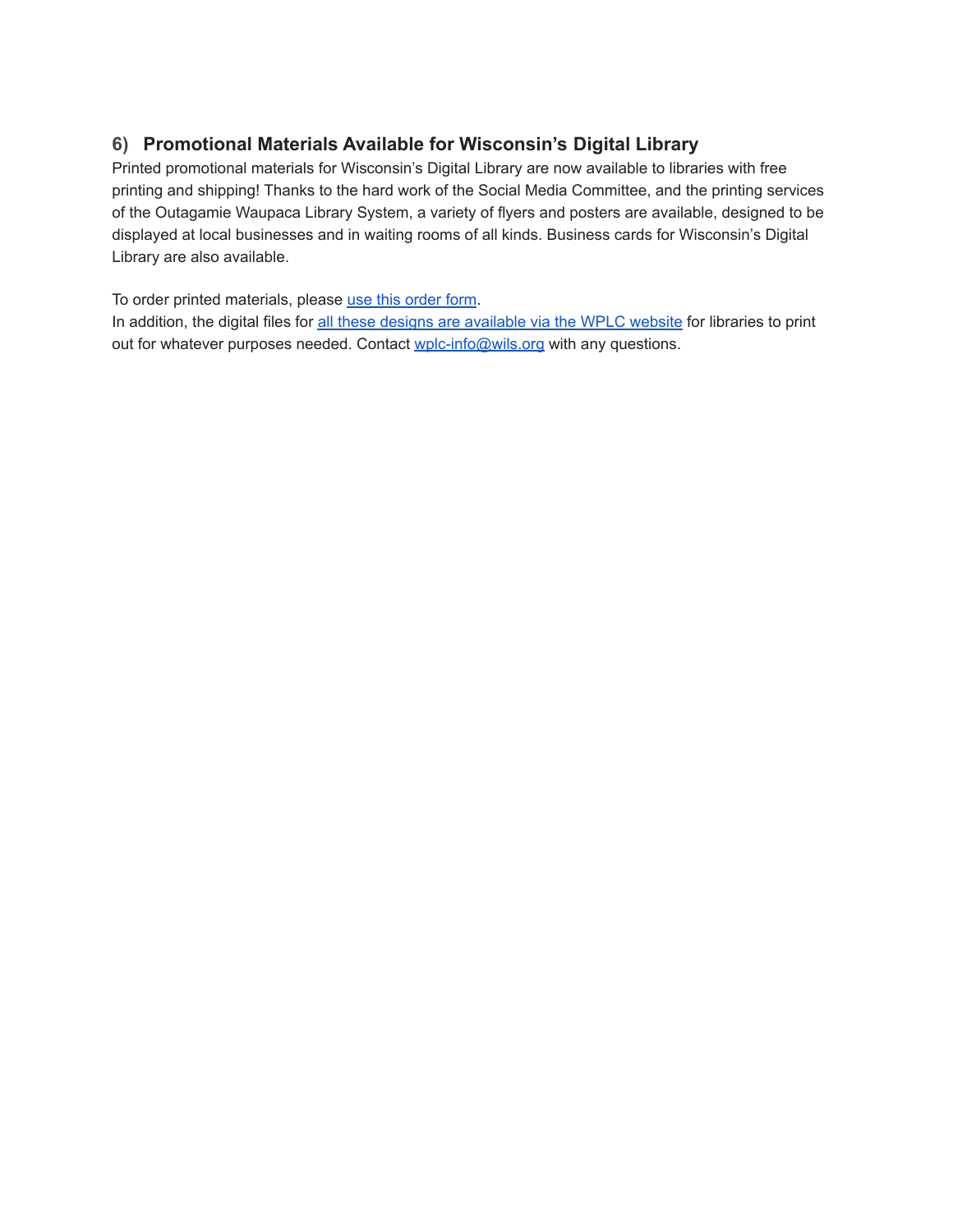### 6) Promotional Materials Available for Wisconsin's Digital Library

Printed promotional materials for Wisconsin's Digital Library are now available to libraries with free printing and shipping! Thanks to the hard work of the Social Media Committee, and the printing services of the Outagamie Waupaca Library System, a variety of flyers and posters are available, designed to be displayed at local businesses and in waiting rooms of all kinds. Business cards for Wisconsin's Digital Library are also available.

To order printed materials, please use this order form.
In addition, the digital files for all these designs are available via the WPLC website for libraries to print out for whatever purposes needed. Contact wplc-info@wils.org with any questions.